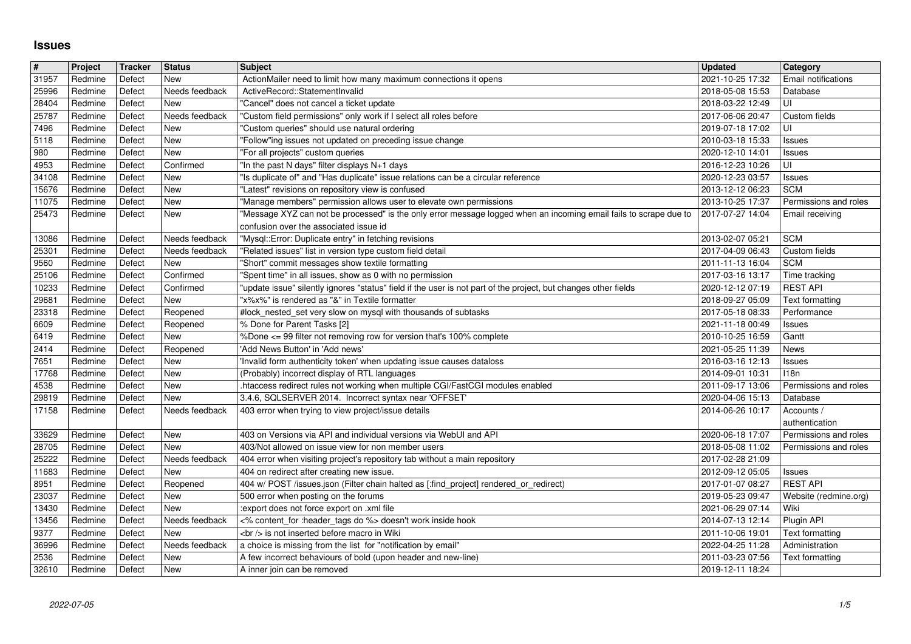# Issues

| # | Project | Tracker | Status | Subject | Updated | Category |
|---|---|---|---|---|---|---|
| 31957 | Redmine | Defect | New | ActionMailer need to limit how many maximum connections it opens | 2021-10-25 17:32 | Email notifications |
| 25996 | Redmine | Defect | Needs feedback | ActiveRecord::StatementInvalid | 2018-05-08 15:53 | Database |
| 28404 | Redmine | Defect | New | "Cancel" does not cancel a ticket update | 2018-03-22 12:49 | UI |
| 25787 | Redmine | Defect | Needs feedback | "Custom field permissions" only work if I select all roles before | 2017-06-06 20:47 | Custom fields |
| 7496 | Redmine | Defect | New | "Custom queries" should use natural ordering | 2019-07-18 17:02 | UI |
| 5118 | Redmine | Defect | New | "Follow"ing issues not updated on preceding issue change | 2010-03-18 15:33 | Issues |
| 980 | Redmine | Defect | New | "For all projects" custom queries | 2020-12-10 14:01 | Issues |
| 4953 | Redmine | Defect | Confirmed | "In the past N days" filter displays N+1 days | 2016-12-23 10:26 | UI |
| 34108 | Redmine | Defect | New | "Is duplicate of" and "Has duplicate" issue relations can be a circular reference | 2020-12-23 03:57 | Issues |
| 15676 | Redmine | Defect | New | "Latest" revisions on repository view is confused | 2013-12-12 06:23 | SCM |
| 11075 | Redmine | Defect | New | "Manage members" permission allows user to elevate own permissions | 2013-10-25 17:37 | Permissions and roles |
| 25473 | Redmine | Defect | New | "Message XYZ can not be processed" is the only error message logged when an incoming email fails to scrape due to confusion over the associated issue id | 2017-07-27 14:04 | Email receiving |
| 13086 | Redmine | Defect | Needs feedback | "Mysql::Error: Duplicate entry" in fetching revisions | 2013-02-07 05:21 | SCM |
| 25301 | Redmine | Defect | Needs feedback | "Related issues" list in version type custom field detail | 2017-04-09 06:43 | Custom fields |
| 9560 | Redmine | Defect | New | "Short" commit messages show textile formatting | 2011-11-13 16:04 | SCM |
| 25106 | Redmine | Defect | Confirmed | "Spent time" in all issues, show as 0 with no permission | 2017-03-16 13:17 | Time tracking |
| 10233 | Redmine | Defect | Confirmed | "update issue" silently ignores "status" field if the user is not part of the project, but changes other fields | 2020-12-12 07:19 | REST API |
| 29681 | Redmine | Defect | New | "x%x%" is rendered as "&" in Textile formatter | 2018-09-27 05:09 | Text formatting |
| 23318 | Redmine | Defect | Reopened | #lock_nested_set very slow on mysql with thousands of subtasks | 2017-05-18 08:33 | Performance |
| 6609 | Redmine | Defect | Reopened | % Done for Parent Tasks [2] | 2021-11-18 00:49 | Issues |
| 6419 | Redmine | Defect | New | %Done <= 99 filter not removing row for version that's 100% complete | 2010-10-25 16:59 | Gantt |
| 2414 | Redmine | Defect | Reopened | 'Add News Button' in 'Add news' | 2021-05-25 11:39 | News |
| 7651 | Redmine | Defect | New | 'Invalid form authenticity token' when updating issue causes dataloss | 2016-03-16 12:13 | Issues |
| 17768 | Redmine | Defect | New | (Probably) incorrect display of RTL languages | 2014-09-01 10:31 | I18n |
| 4538 | Redmine | Defect | New | .htaccess redirect rules not working when multiple CGI/FastCGI modules enabled | 2011-09-17 13:06 | Permissions and roles |
| 29819 | Redmine | Defect | New | 3.4.6, SQLSERVER 2014. Incorrect syntax near 'OFFSET' | 2020-04-06 15:13 | Database |
| 17158 | Redmine | Defect | Needs feedback | 403 error when trying to view project/issue details | 2014-06-26 10:17 | Accounts / authentication |
| 33629 | Redmine | Defect | New | 403 on Versions via API and individual versions via WebUI and API | 2020-06-18 17:07 | Permissions and roles |
| 28705 | Redmine | Defect | New | 403/Not allowed on issue view for non member users | 2018-05-08 11:02 | Permissions and roles |
| 25222 | Redmine | Defect | Needs feedback | 404 error when visiting project's repository tab without a main repository | 2017-02-28 21:09 | |
| 11683 | Redmine | Defect | New | 404 on redirect after creating new issue. | 2012-09-12 05:05 | Issues |
| 8951 | Redmine | Defect | Reopened | 404 w/ POST /issues.json (Filter chain halted as [:find_project] rendered_or_redirect) | 2017-01-07 08:27 | REST API |
| 23037 | Redmine | Defect | New | 500 error when posting on the forums | 2019-05-23 09:47 | Website (redmine.org) |
| 13430 | Redmine | Defect | New | :export does not force export on .xml file | 2021-06-29 07:14 | Wiki |
| 13456 | Redmine | Defect | Needs feedback | <% content_for :header_tags do %> doesn't work inside hook | 2014-07-13 12:14 | Plugin API |
| 9377 | Redmine | Defect | New | <br /> is not inserted before macro in Wiki | 2011-10-06 19:01 | Text formatting |
| 36996 | Redmine | Defect | Needs feedback | a choice is missing from the list for "notification by email" | 2022-04-25 11:28 | Administration |
| 2536 | Redmine | Defect | New | A few incorrect behaviours of bold (upon header and new-line) | 2011-03-23 07:56 | Text formatting |
| 32610 | Redmine | Defect | New | A inner join can be removed | 2019-12-11 18:24 | |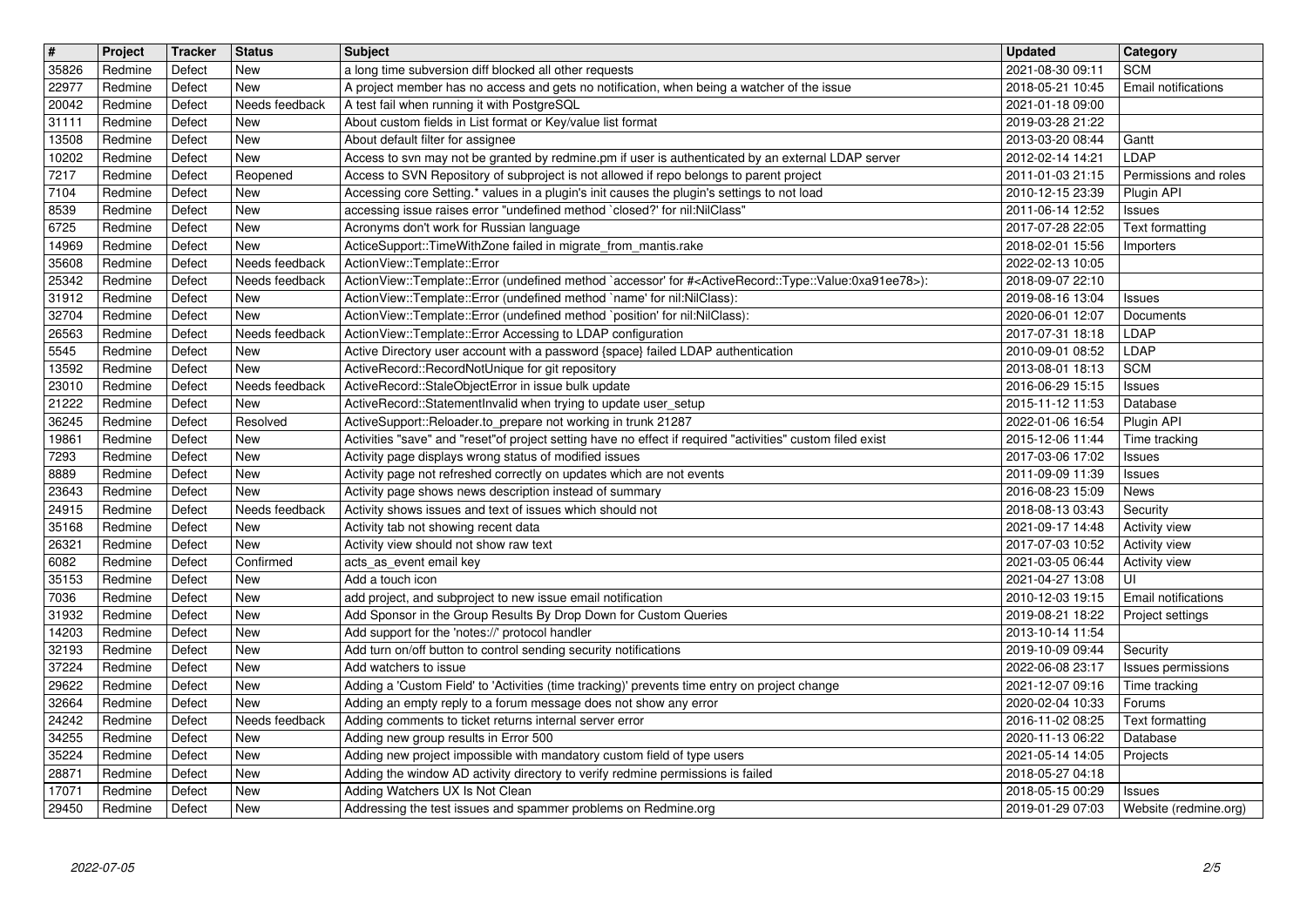| # | Project | Tracker | Status | Subject | Updated | Category |
|---|---|---|---|---|---|---|
| 35826 | Redmine | Defect | New | a long time subversion diff blocked all other requests | 2021-08-30 09:11 | SCM |
| 22977 | Redmine | Defect | New | A project member has no access and gets no notification, when being a watcher of the issue | 2018-05-21 10:45 | Email notifications |
| 20042 | Redmine | Defect | Needs feedback | A test fail when running it with PostgreSQL | 2021-01-18 09:00 | |
| 31111 | Redmine | Defect | New | About custom fields in List format or Key/value list format | 2019-03-28 21:22 | |
| 13508 | Redmine | Defect | New | About default filter for assignee | 2013-03-20 08:44 | Gantt |
| 10202 | Redmine | Defect | New | Access to svn may not be granted by redmine.pm if user is authenticated by an external LDAP server | 2012-02-14 14:21 | LDAP |
| 7217 | Redmine | Defect | Reopened | Access to SVN Repository of subproject is not allowed if repo belongs to parent project | 2011-01-03 21:15 | Permissions and roles |
| 7104 | Redmine | Defect | New | Accessing core Setting.* values in a plugin's init causes the plugin's settings to not load | 2010-12-15 23:39 | Plugin API |
| 8539 | Redmine | Defect | New | accessing issue raises error "undefined method `closed?' for nil:NilClass" | 2011-06-14 12:52 | Issues |
| 6725 | Redmine | Defect | New | Acronyms don't work for Russian language | 2017-07-28 22:05 | Text formatting |
| 14969 | Redmine | Defect | New | ActiceSupport::TimeWithZone failed in migrate_from_mantis.rake | 2018-02-01 15:56 | Importers |
| 35608 | Redmine | Defect | Needs feedback | ActionView::Template::Error | 2022-02-13 10:05 | |
| 25342 | Redmine | Defect | Needs feedback | ActionView::Template::Error (undefined method `accessor' for #<ActiveRecord::Type::Value:0xa91ee78>): | 2018-09-07 22:10 | |
| 31912 | Redmine | Defect | New | ActionView::Template::Error (undefined method `name' for nil:NilClass): | 2019-08-16 13:04 | Issues |
| 32704 | Redmine | Defect | New | ActionView::Template::Error (undefined method `position' for nil:NilClass): | 2020-06-01 12:07 | Documents |
| 26563 | Redmine | Defect | Needs feedback | ActionView::Template::Error Accessing to LDAP configuration | 2017-07-31 18:18 | LDAP |
| 5545 | Redmine | Defect | New | Active Directory user account with a password {space} failed LDAP authentication | 2010-09-01 08:52 | LDAP |
| 13592 | Redmine | Defect | New | ActiveRecord::RecordNotUnique for git repository | 2013-08-01 18:13 | SCM |
| 23010 | Redmine | Defect | Needs feedback | ActiveRecord::StaleObjectError in issue bulk update | 2016-06-29 15:15 | Issues |
| 21222 | Redmine | Defect | New | ActiveRecord::StatementInvalid when trying to update user_setup | 2015-11-12 11:53 | Database |
| 36245 | Redmine | Defect | Resolved | ActiveSupport::Reloader.to_prepare not working in trunk 21287 | 2022-01-06 16:54 | Plugin API |
| 19861 | Redmine | Defect | New | Activities "save" and "reset"of project setting have no effect if required "activities" custom filed exist | 2015-12-06 11:44 | Time tracking |
| 7293 | Redmine | Defect | New | Activity page displays wrong status of modified issues | 2017-03-06 17:02 | Issues |
| 8889 | Redmine | Defect | New | Activity page not refreshed correctly on updates which are not events | 2011-09-09 11:39 | Issues |
| 23643 | Redmine | Defect | New | Activity page shows news description instead of summary | 2016-08-23 15:09 | News |
| 24915 | Redmine | Defect | Needs feedback | Activity shows issues and text of issues which should not | 2018-08-13 03:43 | Security |
| 35168 | Redmine | Defect | New | Activity tab not showing recent data | 2021-09-17 14:48 | Activity view |
| 26321 | Redmine | Defect | New | Activity view should not show raw text | 2017-07-03 10:52 | Activity view |
| 6082 | Redmine | Defect | Confirmed | acts_as_event email key | 2021-03-05 06:44 | Activity view |
| 35153 | Redmine | Defect | New | Add a touch icon | 2021-04-27 13:08 | UI |
| 7036 | Redmine | Defect | New | add project, and subproject to new issue email notification | 2010-12-03 19:15 | Email notifications |
| 31932 | Redmine | Defect | New | Add Sponsor in the Group Results By Drop Down for Custom Queries | 2019-08-21 18:22 | Project settings |
| 14203 | Redmine | Defect | New | Add support for the 'notes://' protocol handler | 2013-10-14 11:54 | |
| 32193 | Redmine | Defect | New | Add turn on/off button to control sending security notifications | 2019-10-09 09:44 | Security |
| 37224 | Redmine | Defect | New | Add watchers to issue | 2022-06-08 23:17 | Issues permissions |
| 29622 | Redmine | Defect | New | Adding a 'Custom Field' to 'Activities (time tracking)' prevents time entry on project change | 2021-12-07 09:16 | Time tracking |
| 32664 | Redmine | Defect | New | Adding an empty reply to a forum message does not show any error | 2020-02-04 10:33 | Forums |
| 24242 | Redmine | Defect | Needs feedback | Adding comments to ticket returns internal server error | 2016-11-02 08:25 | Text formatting |
| 34255 | Redmine | Defect | New | Adding new group results in Error 500 | 2020-11-13 06:22 | Database |
| 35224 | Redmine | Defect | New | Adding new project impossible with mandatory custom field of type users | 2021-05-14 14:05 | Projects |
| 28871 | Redmine | Defect | New | Adding the window AD activity directory to verify redmine permissions is failed | 2018-05-27 04:18 | |
| 17071 | Redmine | Defect | New | Adding Watchers UX Is Not Clean | 2018-05-15 00:29 | Issues |
| 29450 | Redmine | Defect | New | Addressing the test issues and spammer problems on Redmine.org | 2019-01-29 07:03 | Website (redmine.org) |

2022-07-05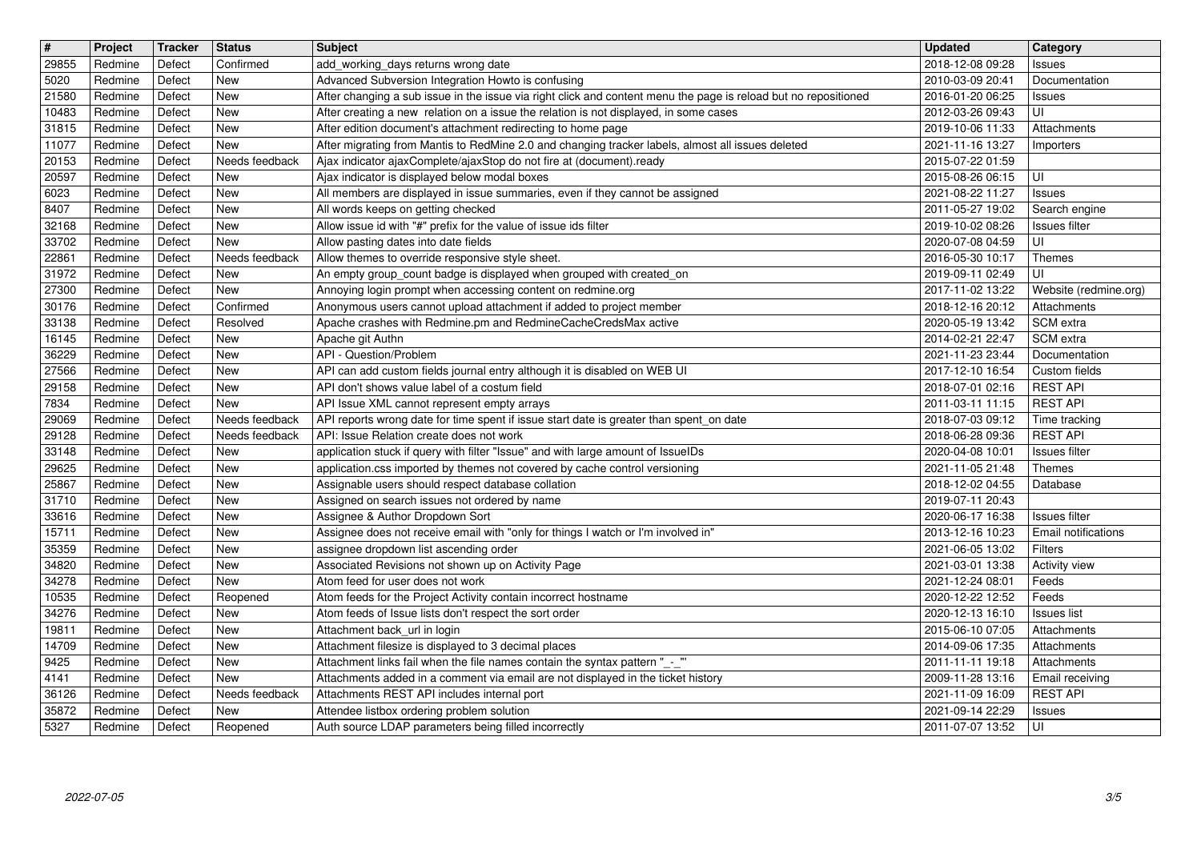| # | Project | Tracker | Status | Subject | Updated | Category |
| --- | --- | --- | --- | --- | --- | --- |
| 29855 | Redmine | Defect | Confirmed | add_working_days returns wrong date | 2018-12-08 09:28 | Issues |
| 5020 | Redmine | Defect | New | Advanced Subversion Integration Howto is confusing | 2010-03-09 20:41 | Documentation |
| 21580 | Redmine | Defect | New | After changing a sub issue in the issue via right click and content menu the page is reload but no repositioned | 2016-01-20 06:25 | Issues |
| 10483 | Redmine | Defect | New | After creating a new relation on a issue the relation is not displayed, in some cases | 2012-03-26 09:43 | UI |
| 31815 | Redmine | Defect | New | After edition document's attachment redirecting to home page | 2019-10-06 11:33 | Attachments |
| 11077 | Redmine | Defect | New | After migrating from Mantis to RedMine 2.0 and changing tracker labels, almost all issues deleted | 2021-11-16 13:27 | Importers |
| 20153 | Redmine | Defect | Needs feedback | Ajax indicator ajaxComplete/ajaxStop do not fire at (document).ready | 2015-07-22 01:59 | |
| 20597 | Redmine | Defect | New | Ajax indicator is displayed below modal boxes | 2015-08-26 06:15 | UI |
| 6023 | Redmine | Defect | New | All members are displayed in issue summaries, even if they cannot be assigned | 2021-08-22 11:27 | Issues |
| 8407 | Redmine | Defect | New | All words keeps on getting checked | 2011-05-27 19:02 | Search engine |
| 32168 | Redmine | Defect | New | Allow issue id with "#" prefix for the value of issue ids filter | 2019-10-02 08:26 | Issues filter |
| 33702 | Redmine | Defect | New | Allow pasting dates into date fields | 2020-07-08 04:59 | UI |
| 22861 | Redmine | Defect | Needs feedback | Allow themes to override responsive style sheet. | 2016-05-30 10:17 | Themes |
| 31972 | Redmine | Defect | New | An empty group_count badge is displayed when grouped with created_on | 2019-09-11 02:49 | UI |
| 27300 | Redmine | Defect | New | Annoying login prompt when accessing content on redmine.org | 2017-11-02 13:22 | Website (redmine.org) |
| 30176 | Redmine | Defect | Confirmed | Anonymous users cannot upload attachment if added to project member | 2018-12-16 20:12 | Attachments |
| 33138 | Redmine | Defect | Resolved | Apache crashes with Redmine.pm and RedmineCacheCredsMax active | 2020-05-19 13:42 | SCM extra |
| 16145 | Redmine | Defect | New | Apache git Authn | 2014-02-21 22:47 | SCM extra |
| 36229 | Redmine | Defect | New | API - Question/Problem | 2021-11-23 23:44 | Documentation |
| 27566 | Redmine | Defect | New | API can add custom fields journal entry although it is disabled on WEB UI | 2017-12-10 16:54 | Custom fields |
| 29158 | Redmine | Defect | New | API don't shows value label of a costum field | 2018-07-01 02:16 | REST API |
| 7834 | Redmine | Defect | New | API Issue XML cannot represent empty arrays | 2011-03-11 11:15 | REST API |
| 29069 | Redmine | Defect | Needs feedback | API reports wrong date for time spent if issue start date is greater than spent_on date | 2018-07-03 09:12 | Time tracking |
| 29128 | Redmine | Defect | Needs feedback | API: Issue Relation create does not work | 2018-06-28 09:36 | REST API |
| 33148 | Redmine | Defect | New | application stuck if query with filter "Issue" and with large amount of IssueIDs | 2020-04-08 10:01 | Issues filter |
| 29625 | Redmine | Defect | New | application.css imported by themes not covered by cache control versioning | 2021-11-05 21:48 | Themes |
| 25867 | Redmine | Defect | New | Assignable users should respect database collation | 2018-12-02 04:55 | Database |
| 31710 | Redmine | Defect | New | Assigned on search issues not ordered by name | 2019-07-11 20:43 | |
| 33616 | Redmine | Defect | New | Assignee & Author Dropdown Sort | 2020-06-17 16:38 | Issues filter |
| 15711 | Redmine | Defect | New | Assignee does not receive email with "only for things I watch or I'm involved in" | 2013-12-16 10:23 | Email notifications |
| 35359 | Redmine | Defect | New | assignee dropdown list ascending order | 2021-06-05 13:02 | Filters |
| 34820 | Redmine | Defect | New | Associated Revisions not shown up on Activity Page | 2021-03-01 13:38 | Activity view |
| 34278 | Redmine | Defect | New | Atom feed for user does not work | 2021-12-24 08:01 | Feeds |
| 10535 | Redmine | Defect | Reopened | Atom feeds for the Project Activity contain incorrect hostname | 2020-12-22 12:52 | Feeds |
| 34276 | Redmine | Defect | New | Atom feeds of Issue lists don't respect the sort order | 2020-12-13 16:10 | Issues list |
| 19811 | Redmine | Defect | New | Attachment back_url in login | 2015-06-10 07:05 | Attachments |
| 14709 | Redmine | Defect | New | Attachment filesize is displayed to 3 decimal places | 2014-09-06 17:35 | Attachments |
| 9425 | Redmine | Defect | New | Attachment links fail when the file names contain the syntax pattern "_-_" | 2011-11-11 19:18 | Attachments |
| 4141 | Redmine | Defect | New | Attachments added in a comment via email are not displayed in the ticket history | 2009-11-28 13:16 | Email receiving |
| 36126 | Redmine | Defect | Needs feedback | Attachments REST API includes internal port | 2021-11-09 16:09 | REST API |
| 35872 | Redmine | Defect | New | Attendee listbox ordering problem solution | 2021-09-14 22:29 | Issues |
| 5327 | Redmine | Defect | Reopened | Auth source LDAP parameters being filled incorrectly | 2011-07-07 13:52 | UI |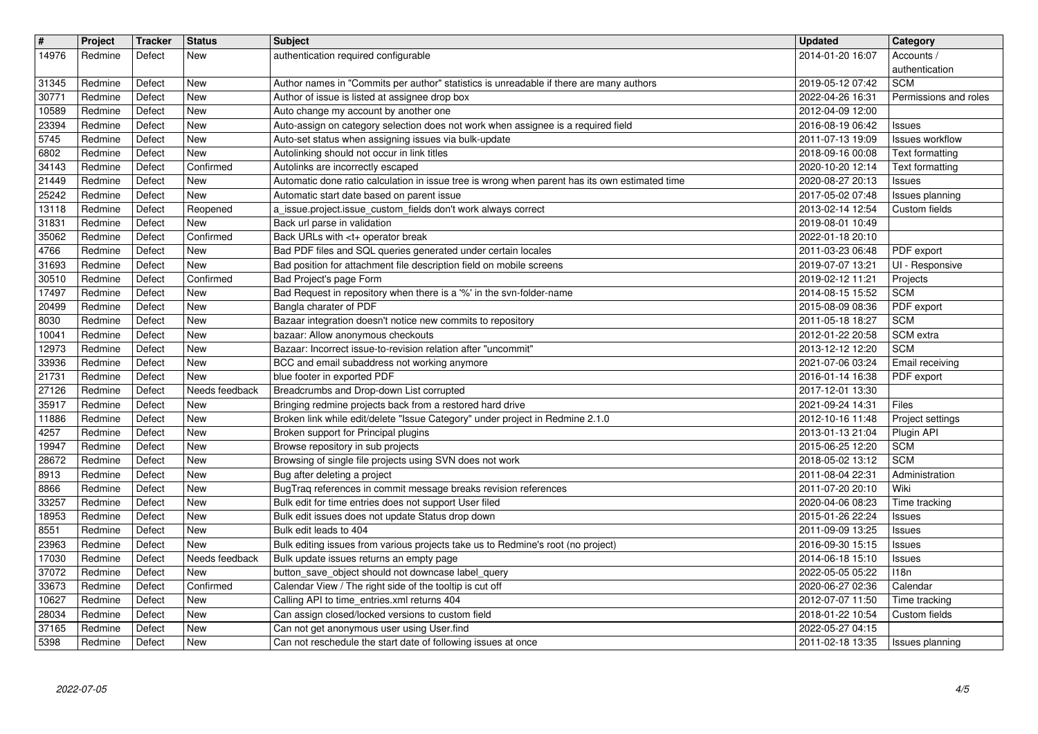| # | Project | Tracker | Status | Subject | Updated | Category |
|---|---|---|---|---|---|---|
| 14976 | Redmine | Defect | New | authentication required configurable | 2014-01-20 16:07 | Accounts / authentication |
| 31345 | Redmine | Defect | New | Author names in "Commits per author" statistics is unreadable if there are many authors | 2019-05-12 07:42 | SCM |
| 30771 | Redmine | Defect | New | Author of issue is listed at assignee drop box | 2022-04-26 16:31 | Permissions and roles |
| 10589 | Redmine | Defect | New | Auto change my account by another one | 2012-04-09 12:00 | |
| 23394 | Redmine | Defect | New | Auto-assign on category selection does not work when assignee is a required field | 2016-08-19 06:42 | Issues |
| 5745 | Redmine | Defect | New | Auto-set status when assigning issues via bulk-update | 2011-07-13 19:09 | Issues workflow |
| 6802 | Redmine | Defect | New | Autolinking should not occur in link titles | 2018-09-16 00:08 | Text formatting |
| 34143 | Redmine | Defect | Confirmed | Autolinks are incorrectly escaped | 2020-10-20 12:14 | Text formatting |
| 21449 | Redmine | Defect | New | Automatic done ratio calculation in issue tree is wrong when parent has its own estimated time | 2020-08-27 20:13 | Issues |
| 25242 | Redmine | Defect | New | Automatic start date based on parent issue | 2017-05-02 07:48 | Issues planning |
| 13118 | Redmine | Defect | Reopened | a_issue.project.issue_custom_fields don't work always correct | 2013-02-14 12:54 | Custom fields |
| 31831 | Redmine | Defect | New | Back url parse in validation | 2019-08-01 10:49 | |
| 35062 | Redmine | Defect | Confirmed | Back URLs with <t+ operator break | 2022-01-18 20:10 | |
| 4766 | Redmine | Defect | New | Bad PDF files and SQL queries generated under certain locales | 2011-03-23 06:48 | PDF export |
| 31693 | Redmine | Defect | New | Bad position for attachment file description field on mobile screens | 2019-07-07 13:21 | UI - Responsive |
| 30510 | Redmine | Defect | Confirmed | Bad Project's page Form | 2019-02-12 11:21 | Projects |
| 17497 | Redmine | Defect | New | Bad Request in repository when there is a '%' in the svn-folder-name | 2014-08-15 15:52 | SCM |
| 20499 | Redmine | Defect | New | Bangla charater of PDF | 2015-08-09 08:36 | PDF export |
| 8030 | Redmine | Defect | New | Bazaar integration doesn't notice new commits to repository | 2011-05-18 18:27 | SCM |
| 10041 | Redmine | Defect | New | bazaar: Allow anonymous checkouts | 2012-01-22 20:58 | SCM extra |
| 12973 | Redmine | Defect | New | Bazaar: Incorrect issue-to-revision relation after "uncommit" | 2013-12-12 12:20 | SCM |
| 33936 | Redmine | Defect | New | BCC and email subaddress not working anymore | 2021-07-06 03:24 | Email receiving |
| 21731 | Redmine | Defect | New | blue footer in exported PDF | 2016-01-14 16:38 | PDF export |
| 27126 | Redmine | Defect | Needs feedback | Breadcrumbs and Drop-down List corrupted | 2017-12-01 13:30 | |
| 35917 | Redmine | Defect | New | Bringing redmine projects back from a restored hard drive | 2021-09-24 14:31 | Files |
| 11886 | Redmine | Defect | New | Broken link while edit/delete "Issue Category" under project in Redmine 2.1.0 | 2012-10-16 11:48 | Project settings |
| 4257 | Redmine | Defect | New | Broken support for Principal plugins | 2013-01-13 21:04 | Plugin API |
| 19947 | Redmine | Defect | New | Browse repository in sub projects | 2015-06-25 12:20 | SCM |
| 28672 | Redmine | Defect | New | Browsing of single file projects using SVN does not work | 2018-05-02 13:12 | SCM |
| 8913 | Redmine | Defect | New | Bug after deleting a project | 2011-08-04 22:31 | Administration |
| 8866 | Redmine | Defect | New | BugTraq references in commit message breaks revision references | 2011-07-20 20:10 | Wiki |
| 33257 | Redmine | Defect | New | Bulk edit for time entries does not support User filed | 2020-04-06 08:23 | Time tracking |
| 18953 | Redmine | Defect | New | Bulk edit issues does not update Status drop down | 2015-01-26 22:24 | Issues |
| 8551 | Redmine | Defect | New | Bulk edit leads to 404 | 2011-09-09 13:25 | Issues |
| 23963 | Redmine | Defect | New | Bulk editing issues from various projects take us to Redmine's root (no project) | 2016-09-30 15:15 | Issues |
| 17030 | Redmine | Defect | Needs feedback | Bulk update issues returns an empty page | 2014-06-18 15:10 | Issues |
| 37072 | Redmine | Defect | New | button_save_object should not downcase label_query | 2022-05-05 05:22 | I18n |
| 33673 | Redmine | Defect | Confirmed | Calendar View / The right side of the tooltip is cut off | 2020-06-27 02:36 | Calendar |
| 10627 | Redmine | Defect | New | Calling API to time_entries.xml returns 404 | 2012-07-07 11:50 | Time tracking |
| 28034 | Redmine | Defect | New | Can assign closed/locked versions to custom field | 2018-01-22 10:54 | Custom fields |
| 37165 | Redmine | Defect | New | Can not get anonymous user using User.find | 2022-05-27 04:15 | |
| 5398 | Redmine | Defect | New | Can not reschedule the start date of following issues at once | 2011-02-18 13:35 | Issues planning |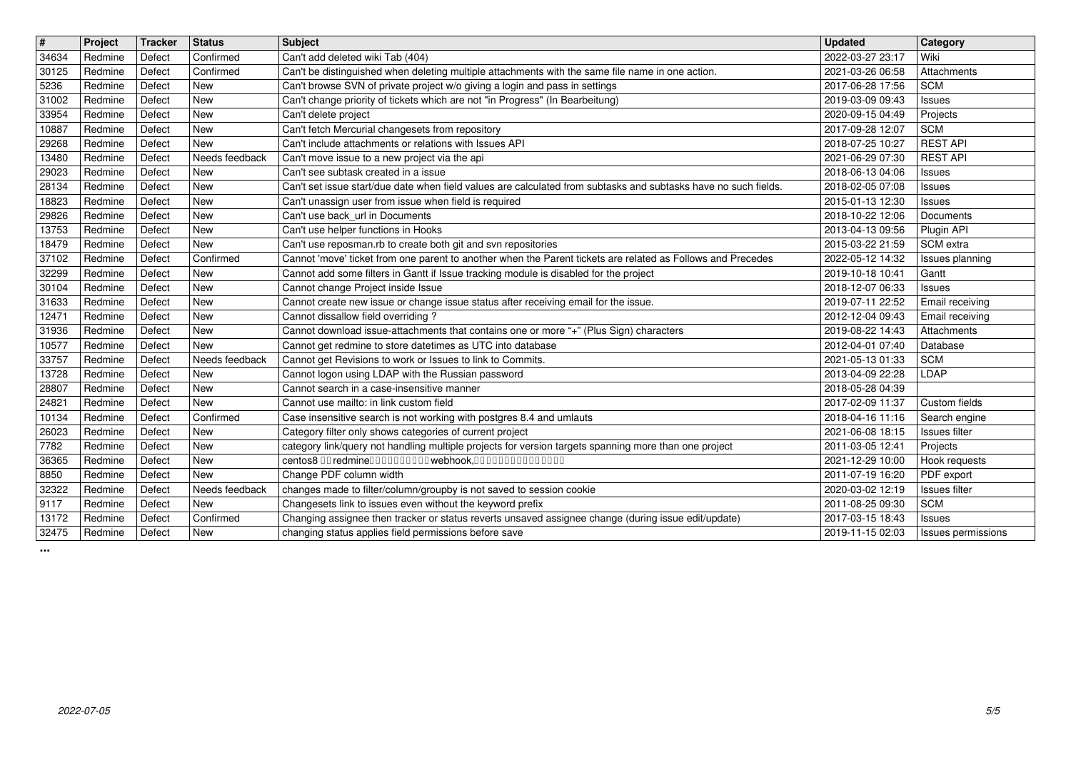| # | Project | Tracker | Status | Subject | Updated | Category |
| --- | --- | --- | --- | --- | --- | --- |
| 34634 | Redmine | Defect | Confirmed | Can't add deleted wiki Tab (404) | 2022-03-27 23:17 | Wiki |
| 30125 | Redmine | Defect | Confirmed | Can't be distinguished when deleting multiple attachments with the same file name in one action. | 2021-03-26 06:58 | Attachments |
| 5236 | Redmine | Defect | New | Can't browse SVN of private project w/o giving a login and pass in settings | 2017-06-28 17:56 | SCM |
| 31002 | Redmine | Defect | New | Can't change priority of tickets which are not "in Progress" (In Bearbeitung) | 2019-03-09 09:43 | Issues |
| 33954 | Redmine | Defect | New | Can't delete project | 2020-09-15 04:49 | Projects |
| 10887 | Redmine | Defect | New | Can't fetch Mercurial changesets from repository | 2017-09-28 12:07 | SCM |
| 29268 | Redmine | Defect | New | Can't include attachments or relations with Issues API | 2018-07-25 10:27 | REST API |
| 13480 | Redmine | Defect | Needs feedback | Can't move issue to a new project via the api | 2021-06-29 07:30 | REST API |
| 29023 | Redmine | Defect | New | Can't see subtask created in a issue | 2018-06-13 04:06 | Issues |
| 28134 | Redmine | Defect | New | Can't set issue start/due date when field values are calculated from subtasks and subtasks have no such fields. | 2018-02-05 07:08 | Issues |
| 18823 | Redmine | Defect | New | Can't unassign user from issue when field is required | 2015-01-13 12:30 | Issues |
| 29826 | Redmine | Defect | New | Can't use back_url in Documents | 2018-10-22 12:06 | Documents |
| 13753 | Redmine | Defect | New | Can't use helper functions in Hooks | 2013-04-13 09:56 | Plugin API |
| 18479 | Redmine | Defect | New | Can't use reposman.rb to create both git and svn repositories | 2015-03-22 21:59 | SCM extra |
| 37102 | Redmine | Defect | Confirmed | Cannot 'move' ticket from one parent to another when the Parent tickets are related as Follows and Precedes | 2022-05-12 14:32 | Issues planning |
| 32299 | Redmine | Defect | New | Cannot add some filters in Gantt if Issue tracking module is disabled for the project | 2019-10-18 10:41 | Gantt |
| 30104 | Redmine | Defect | New | Cannot change Project inside Issue | 2018-12-07 06:33 | Issues |
| 31633 | Redmine | Defect | New | Cannot create new issue or change issue status after receiving email for the issue. | 2019-07-11 22:52 | Email receiving |
| 12471 | Redmine | Defect | New | Cannot dissallow field overriding ? | 2012-12-04 09:43 | Email receiving |
| 31936 | Redmine | Defect | New | Cannot download issue-attachments that contains one or more "+" (Plus Sign) characters | 2019-08-22 14:43 | Attachments |
| 10577 | Redmine | Defect | New | Cannot get redmine to store datetimes as UTC into database | 2012-04-01 07:40 | Database |
| 33757 | Redmine | Defect | Needs feedback | Cannot get Revisions to work or Issues to link to Commits. | 2021-05-13 01:33 | SCM |
| 13728 | Redmine | Defect | New | Cannot logon using LDAP with the Russian password | 2013-04-09 22:28 | LDAP |
| 28807 | Redmine | Defect | New | Cannot search in a case-insensitive manner | 2018-05-28 04:39 | |
| 24821 | Redmine | Defect | New | Cannot use mailto: in link custom field | 2017-02-09 11:37 | Custom fields |
| 10134 | Redmine | Defect | Confirmed | Case insensitive search is not working with postgres 8.4 and umlauts | 2018-04-16 11:16 | Search engine |
| 26023 | Redmine | Defect | New | Category filter only shows categories of current project | 2021-06-08 18:15 | Issues filter |
| 7782 | Redmine | Defect | New | category link/query not handling multiple projects for version targets spanning more than one project | 2011-03-05 12:41 | Projects |
| 36365 | Redmine | Defect | New | centos8 □□ redmine□□□□□□□□□□ webhook,□□□□□□□□□□□□□□□ | 2021-12-29 10:00 | Hook requests |
| 8850 | Redmine | Defect | New | Change PDF column width | 2011-07-19 16:20 | PDF export |
| 32322 | Redmine | Defect | Needs feedback | changes made to filter/column/groupby is not saved to session cookie | 2020-03-02 12:19 | Issues filter |
| 9117 | Redmine | Defect | New | Changesets link to issues even without the keyword prefix | 2011-08-25 09:30 | SCM |
| 13172 | Redmine | Defect | Confirmed | Changing assignee then tracker or status reverts unsaved assignee change (during issue edit/update) | 2017-03-15 18:43 | Issues |
| 32475 | Redmine | Defect | New | changing status applies field permissions before save | 2019-11-15 02:03 | Issues permissions |

...